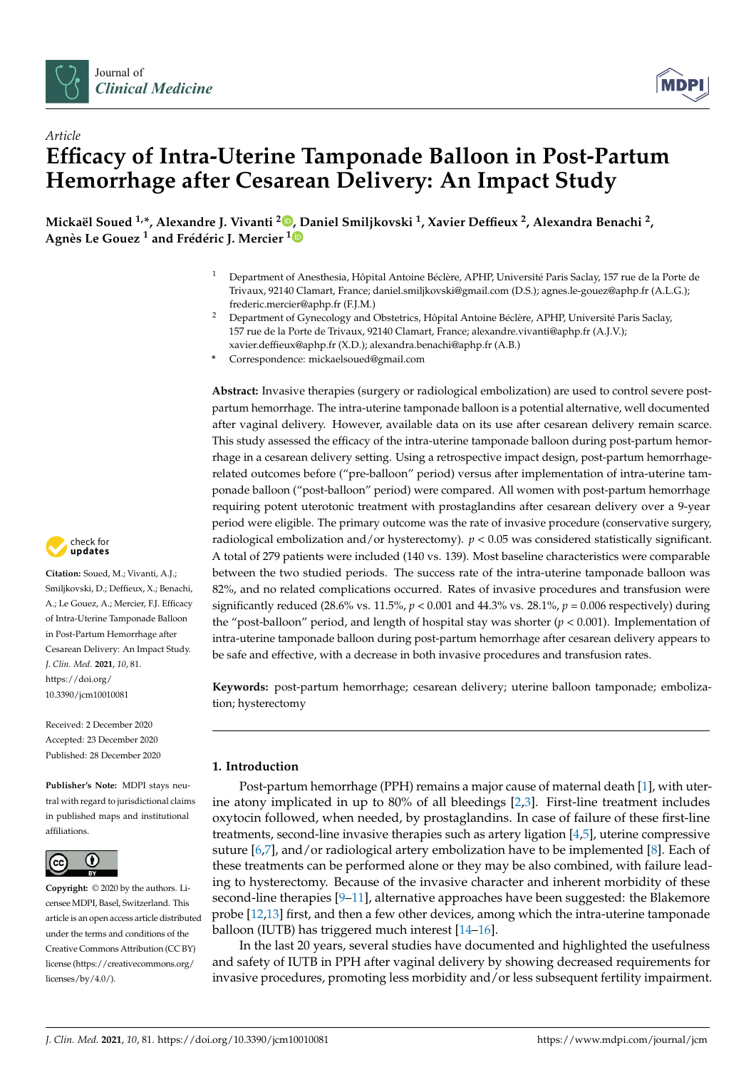Journal of *Clinical Medicine*

*Article*

# Efficacy of Intra-Uterine Tamponade Balloon in Post-Partum Hemorrhage after Cesarean Delivery: An Impact Study

**Mickaël Soued [1,*], Alexandre J. Vivanti [2], Daniel Smiljkovski [1], Xavier Deffieux [2], Alexandra Benachi [2], Agnès Le Gouez [1] and Frédéric J. Mercier [1]**

[1] Department of Anesthesia, Hôpital Antoine Béclère, APHP, Université Paris Saclay, 157 rue de la Porte de Trivaux, 92140 Clamart, France; daniel.smiljkovski@gmail.com (D.S.); agnes.le-gouez@aphp.fr (A.L.G.); frederic.mercier@aphp.fr (F.J.M.)

[2] Department of Gynecology and Obstetrics, Hôpital Antoine Béclère, APHP, Université Paris Saclay, 157 rue de la Porte de Trivaux, 92140 Clamart, France; alexandre.vivanti@aphp.fr (A.J.V.); xavier.deffieux@aphp.fr (X.D.); alexandra.benachi@aphp.fr (A.B.)

[*] Correspondence: mickaelsoued@gmail.com

**Abstract:** Invasive therapies (surgery or radiological embolization) are used to control severe post-partum hemorrhage. The intra-uterine tamponade balloon is a potential alternative, well documented after vaginal delivery. However, available data on its use after cesarean delivery remain scarce. This study assessed the efficacy of the intra-uterine tamponade balloon during post-partum hemorrhage in a cesarean delivery setting. Using a retrospective impact design, post-partum hemorrhage-related outcomes before ("pre-balloon" period) versus after implementation of intra-uterine tamponade balloon ("post-balloon" period) were compared. All women with post-partum hemorrhage requiring potent uterotonic treatment with prostaglandins after cesarean delivery over a 9-year period were eligible. The primary outcome was the rate of invasive procedure (conservative surgery, radiological embolization and/or hysterectomy). $p < 0.05$ was considered statistically significant. A total of 279 patients were included (140 vs. 139). Most baseline characteristics were comparable between the two studied periods. The success rate of the intra-uterine tamponade balloon was 82%, and no related complications occurred. Rates of invasive procedures and transfusion were significantly reduced (28.6% vs. 11.5%, $p < 0.001$ and 44.3% vs. 28.1%, $p = 0.006$ respectively) during the "post-balloon" period, and length of hospital stay was shorter ($p < 0.001$). Implementation of intra-uterine tamponade balloon during post-partum hemorrhage after cesarean delivery appears to be safe and effective, with a decrease in both invasive procedures and transfusion rates.

**Keywords:** post-partum hemorrhage; cesarean delivery; uterine balloon tamponade; embolization; hysterectomy

**Citation:** Soued, M.; Vivanti, A.J.; Smiljkovski, D.; Deffieux, X.; Benachi, A.; Le Gouez, A.; Mercier, F.J. Efficacy of Intra-Uterine Tamponade Balloon in Post-Partum Hemorrhage after Cesarean Delivery: An Impact Study. *J. Clin. Med.* **2021**, *10*, 81. https://doi.org/10.3390/jcm10010081

Received: 2 December 2020
Accepted: 23 December 2020
Published: 28 December 2020

**Publisher's Note:** MDPI stays neutral with regard to jurisdictional claims in published maps and institutional affiliations.

**Copyright:** © 2020 by the authors. Licensee MDPI, Basel, Switzerland. This article is an open access article distributed under the terms and conditions of the Creative Commons Attribution (CC BY) license (https://creativecommons.org/licenses/by/4.0/).

## 1. Introduction

Post-partum hemorrhage (PPH) remains a major cause of maternal death [1], with uterine atony implicated in up to 80% of all bleedings [2,3]. First-line treatment includes oxytocin followed, when needed, by prostaglandins. In case of failure of these first-line treatments, second-line invasive therapies such as artery ligation [4,5], uterine compressive suture [6,7], and/or radiological artery embolization have to be implemented [8]. Each of these treatments can be performed alone or they may be also combined, with failure leading to hysterectomy. Because of the invasive character and inherent morbidity of these second-line therapies [9–11], alternative approaches have been suggested: the Blakemore probe [12,13] first, and then a few other devices, among which the intra-uterine tamponade balloon (IUTB) has triggered much interest [14–16].

In the last 20 years, several studies have documented and highlighted the usefulness and safety of IUTB in PPH after vaginal delivery by showing decreased requirements for invasive procedures, promoting less morbidity and/or less subsequent fertility impairment.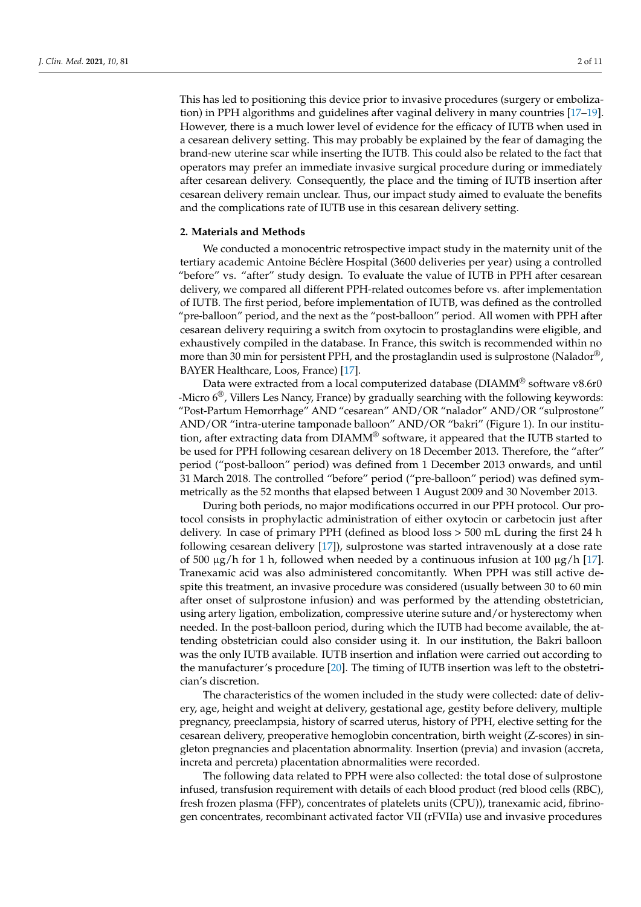This has led to positioning this device prior to invasive procedures (surgery or embolization) in PPH algorithms and guidelines after vaginal delivery in many countries [17–19]. However, there is a much lower level of evidence for the efficacy of IUTB when used in a cesarean delivery setting. This may probably be explained by the fear of damaging the brand-new uterine scar while inserting the IUTB. This could also be related to the fact that operators may prefer an immediate invasive surgical procedure during or immediately after cesarean delivery. Consequently, the place and the timing of IUTB insertion after cesarean delivery remain unclear. Thus, our impact study aimed to evaluate the benefits and the complications rate of IUTB use in this cesarean delivery setting.

## 2. Materials and Methods

We conducted a monocentric retrospective impact study in the maternity unit of the tertiary academic Antoine Béclère Hospital (3600 deliveries per year) using a controlled "before" vs. "after" study design. To evaluate the value of IUTB in PPH after cesarean delivery, we compared all different PPH-related outcomes before vs. after implementation of IUTB. The first period, before implementation of IUTB, was defined as the controlled "pre-balloon" period, and the next as the "post-balloon" period. All women with PPH after cesarean delivery requiring a switch from oxytocin to prostaglandins were eligible, and exhaustively compiled in the database. In France, this switch is recommended within no more than 30 min for persistent PPH, and the prostaglandin used is sulprostone (Nalador®, BAYER Healthcare, Loos, France) [17].

Data were extracted from a local computerized database (DIAMM® software v8.6r0 -Micro 6®, Villers Les Nancy, France) by gradually searching with the following keywords: "Post-Partum Hemorrhage" AND "cesarean" AND/OR "nalador" AND/OR "sulprostone" AND/OR "intra-uterine tamponade balloon" AND/OR "bakri" (Figure 1). In our institution, after extracting data from DIAMM® software, it appeared that the IUTB started to be used for PPH following cesarean delivery on 18 December 2013. Therefore, the "after" period ("post-balloon" period) was defined from 1 December 2013 onwards, and until 31 March 2018. The controlled "before" period ("pre-balloon" period) was defined symmetrically as the 52 months that elapsed between 1 August 2009 and 30 November 2013.

During both periods, no major modifications occurred in our PPH protocol. Our protocol consists in prophylactic administration of either oxytocin or carbetocin just after delivery. In case of primary PPH (defined as blood loss > 500 mL during the first 24 h following cesarean delivery [17]), sulprostone was started intravenously at a dose rate of 500 μg/h for 1 h, followed when needed by a continuous infusion at 100 μg/h [17]. Tranexamic acid was also administered concomitantly. When PPH was still active despite this treatment, an invasive procedure was considered (usually between 30 to 60 min after onset of sulprostone infusion) and was performed by the attending obstetrician, using artery ligation, embolization, compressive uterine suture and/or hysterectomy when needed. In the post-balloon period, during which the IUTB had become available, the attending obstetrician could also consider using it. In our institution, the Bakri balloon was the only IUTB available. IUTB insertion and inflation were carried out according to the manufacturer's procedure [20]. The timing of IUTB insertion was left to the obstetrician's discretion.

The characteristics of the women included in the study were collected: date of delivery, age, height and weight at delivery, gestational age, gestity before delivery, multiple pregnancy, preeclampsia, history of scarred uterus, history of PPH, elective setting for the cesarean delivery, preoperative hemoglobin concentration, birth weight (Z-scores) in singleton pregnancies and placentation abnormality. Insertion (previa) and invasion (accreta, increta and percreta) placentation abnormalities were recorded.

The following data related to PPH were also collected: the total dose of sulprostone infused, transfusion requirement with details of each blood product (red blood cells (RBC), fresh frozen plasma (FFP), concentrates of platelets units (CPU)), tranexamic acid, fibrinogen concentrates, recombinant activated factor VII (rFVIIa) use and invasive procedures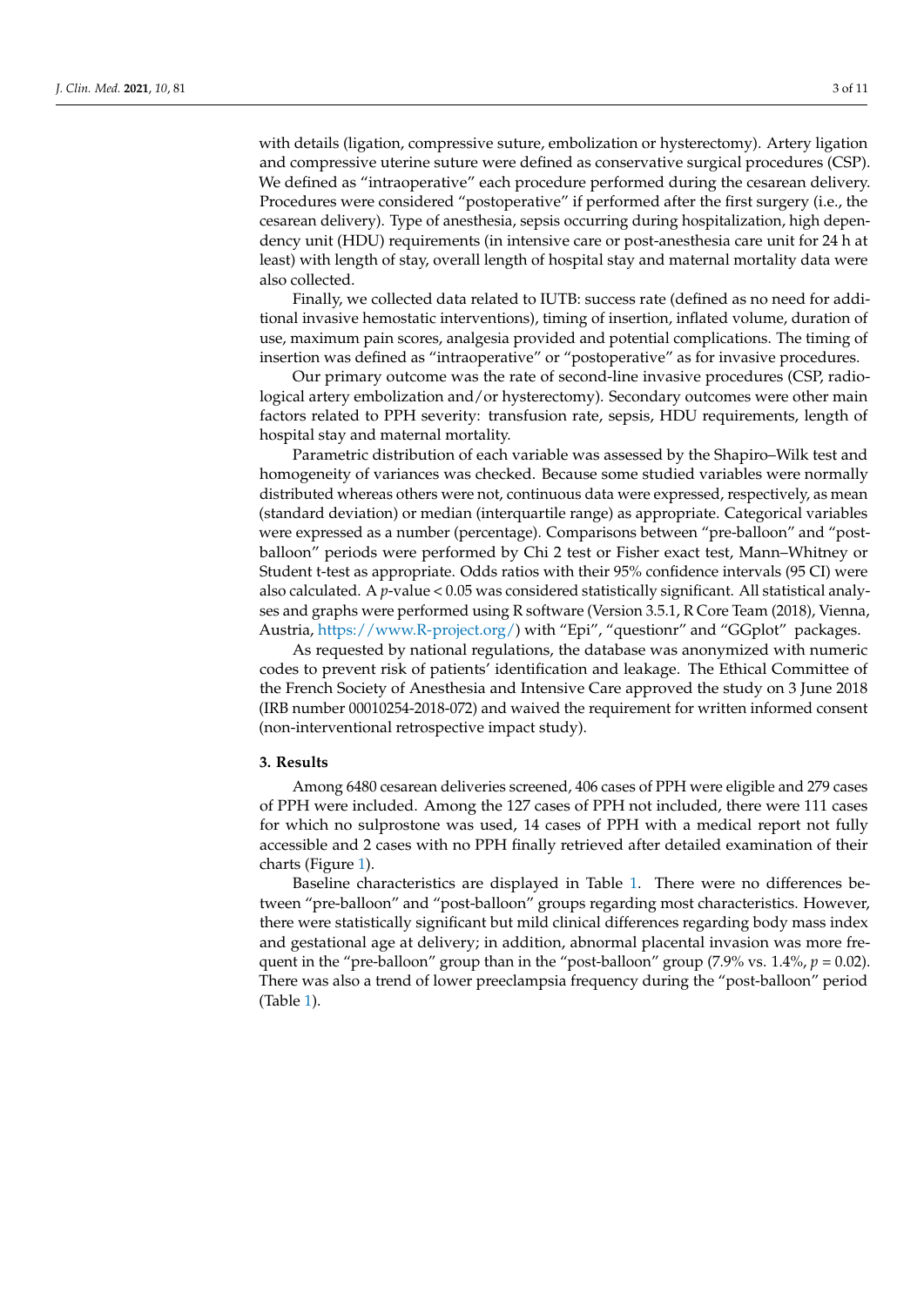with details (ligation, compressive suture, embolization or hysterectomy). Artery ligation and compressive uterine suture were defined as conservative surgical procedures (CSP). We defined as "intraoperative" each procedure performed during the cesarean delivery. Procedures were considered "postoperative" if performed after the first surgery (i.e., the cesarean delivery). Type of anesthesia, sepsis occurring during hospitalization, high dependency unit (HDU) requirements (in intensive care or post-anesthesia care unit for 24 h at least) with length of stay, overall length of hospital stay and maternal mortality data were also collected.

Finally, we collected data related to IUTB: success rate (defined as no need for additional invasive hemostatic interventions), timing of insertion, inflated volume, duration of use, maximum pain scores, analgesia provided and potential complications. The timing of insertion was defined as "intraoperative" or "postoperative" as for invasive procedures.

Our primary outcome was the rate of second-line invasive procedures (CSP, radiological artery embolization and/or hysterectomy). Secondary outcomes were other main factors related to PPH severity: transfusion rate, sepsis, HDU requirements, length of hospital stay and maternal mortality.

Parametric distribution of each variable was assessed by the Shapiro–Wilk test and homogeneity of variances was checked. Because some studied variables were normally distributed whereas others were not, continuous data were expressed, respectively, as mean (standard deviation) or median (interquartile range) as appropriate. Categorical variables were expressed as a number (percentage). Comparisons between "pre-balloon" and "post-balloon" periods were performed by Chi 2 test or Fisher exact test, Mann–Whitney or Student t-test as appropriate. Odds ratios with their 95% confidence intervals (95 CI) were also calculated. A *p*-value < 0.05 was considered statistically significant. All statistical analyses and graphs were performed using R software (Version 3.5.1, R Core Team (2018), Vienna, Austria, https://www.R-project.org/) with "Epi", "questionr" and "GGplot" packages.

As requested by national regulations, the database was anonymized with numeric codes to prevent risk of patients' identification and leakage. The Ethical Committee of the French Society of Anesthesia and Intensive Care approved the study on 3 June 2018 (IRB number 00010254-2018-072) and waived the requirement for written informed consent (non-interventional retrospective impact study).

## 3. Results

Among 6480 cesarean deliveries screened, 406 cases of PPH were eligible and 279 cases of PPH were included. Among the 127 cases of PPH not included, there were 111 cases for which no sulprostone was used, 14 cases of PPH with a medical report not fully accessible and 2 cases with no PPH finally retrieved after detailed examination of their charts (Figure 1).

Baseline characteristics are displayed in Table 1. There were no differences between "pre-balloon" and "post-balloon" groups regarding most characteristics. However, there were statistically significant but mild clinical differences regarding body mass index and gestational age at delivery; in addition, abnormal placental invasion was more frequent in the "pre-balloon" group than in the "post-balloon" group (7.9% vs. 1.4%, $p = 0.02$). There was also a trend of lower preeclampsia frequency during the "post-balloon" period (Table 1).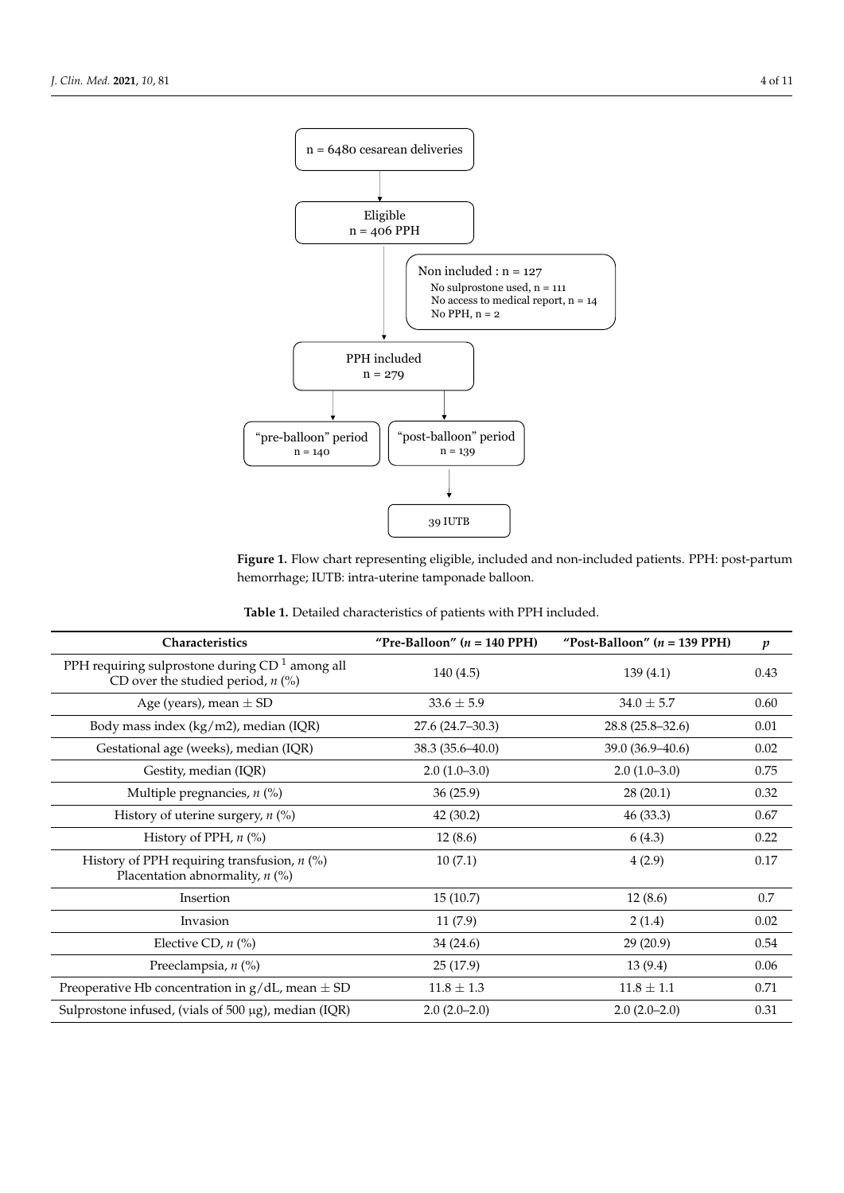n = 6480 cesarean deliveries

Eligible
n = 406 PPH

Non included : n = 127
No sulprostone used, n = 111
No access to medical report, n = 14
No PPH, n = 2

PPH included
n = 279

"pre-balloon" period
n = 140

"post-balloon" period
n = 139

39 IUTB

**Figure 1.** Flow chart representing eligible, included and non-included patients. PPH: post-partum hemorrhage; IUTB: intra-uterine tamponade balloon.

**Table 1.** Detailed characteristics of patients with PPH included.

| Characteristics | "Pre-Balloon" (*n* = 140 PPH) | "Post-Balloon" (*n* = 139 PPH) | *p* |
|---|---|---|---|
| PPH requiring sulprostone during CD [1] among all CD over the studied period, *n* (%) | 140 (4.5) | 139 (4.1) | 0.43 |
| Age (years), mean ± SD | 33.6 ± 5.9 | 34.0 ± 5.7 | 0.60 |
| Body mass index (kg/m2), median (IQR) | 27.6 (24.7–30.3) | 28.8 (25.8–32.6) | 0.01 |
| Gestational age (weeks), median (IQR) | 38.3 (35.6–40.0) | 39.0 (36.9–40.6) | 0.02 |
| Gestity, median (IQR) | 2.0 (1.0–3.0) | 2.0 (1.0–3.0) | 0.75 |
| Multiple pregnancies, *n* (%) | 36 (25.9) | 28 (20.1) | 0.32 |
| History of uterine surgery, *n* (%) | 42 (30.2) | 46 (33.3) | 0.67 |
| History of PPH, *n* (%) | 12 (8.6) | 6 (4.3) | 0.22 |
| History of PPH requiring transfusion, *n* (%) | 10 (7.1) | 4 (2.9) | 0.17 |
| Placentation abnormality, *n* (%) | | | |
| Insertion | 15 (10.7) | 12 (8.6) | 0.7 |
| Invasion | 11 (7.9) | 2 (1.4) | 0.02 |
| Elective CD, *n* (%) | 34 (24.6) | 29 (20.9) | 0.54 |
| Preeclampsia, *n* (%) | 25 (17.9) | 13 (9.4) | 0.06 |
| Preoperative Hb concentration in g/dL, mean ± SD | 11.8 ± 1.3 | 11.8 ± 1.1 | 0.71 |
| Sulprostone infused, (vials of 500 µg), median (IQR) | 2.0 (2.0–2.0) | 2.0 (2.0–2.0) | 0.31 |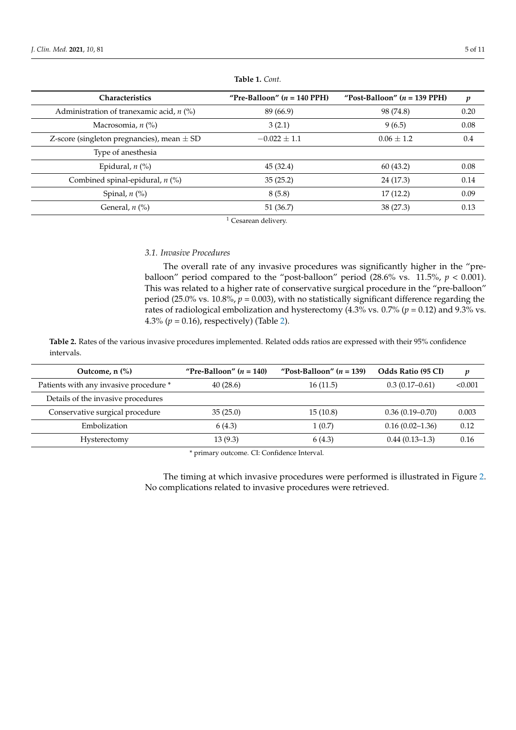**Table 1.** *Cont.*

| Characteristics | "Pre-Balloon" ($n$ = 140 PPH) | "Post-Balloon" ($n$ = 139 PPH) | $p$ |
|---|---|---|---|
| Administration of tranexamic acid, $n$ (%) | 89 (66.9) | 98 (74.8) | 0.20 |
| Macrosomia, $n$ (%) | 3 (2.1) | 9 (6.5) | 0.08 |
| Z-score (singleton pregnancies), mean ± SD | −0.022 ± 1.1 | 0.06 ± 1.2 | 0.4 |
| Type of anesthesia | | | |
| Epidural, $n$ (%) | 45 (32.4) | 60 (43.2) | 0.08 |
| Combined spinal-epidural, $n$ (%) | 35 (25.2) | 24 (17.3) | 0.14 |
| Spinal, $n$ (%) | 8 (5.8) | 17 (12.2) | 0.09 |
| General, $n$ (%) | 51 (36.7) | 38 (27.3) | 0.13 |

[1] Cesarean delivery.

### 3.1. Invasive Procedures

The overall rate of any invasive procedures was significantly higher in the "pre-balloon" period compared to the "post-balloon" period (28.6% vs. 11.5%, $p < 0.001$). This was related to a higher rate of conservative surgical procedure in the "pre-balloon" period (25.0% vs. 10.8%, $p = 0.003$), with no statistically significant difference regarding the rates of radiological embolization and hysterectomy (4.3% vs. 0.7% ($p = 0.12$) and 9.3% vs. 4.3% ($p = 0.16$), respectively) (Table 2).

**Table 2.** Rates of the various invasive procedures implemented. Related odds ratios are expressed with their 95% confidence intervals.

| Outcome, n (%) | "Pre-Balloon" ($n$ = 140) | "Post-Balloon" ($n$ = 139) | Odds Ratio (95 CI) | $p$ |
|---|---|---|---|---|
| Patients with any invasive procedure * | 40 (28.6) | 16 (11.5) | 0.3 (0.17–0.61) | <0.001 |
| Details of the invasive procedures | | | | |
| Conservative surgical procedure | 35 (25.0) | 15 (10.8) | 0.36 (0.19–0.70) | 0.003 |
| Embolization | 6 (4.3) | 1 (0.7) | 0.16 (0.02–1.36) | 0.12 |
| Hysterectomy | 13 (9.3) | 6 (4.3) | 0.44 (0.13–1.3) | 0.16 |

* primary outcome. CI: Confidence Interval.

The timing at which invasive procedures were performed is illustrated in Figure 2. No complications related to invasive procedures were retrieved.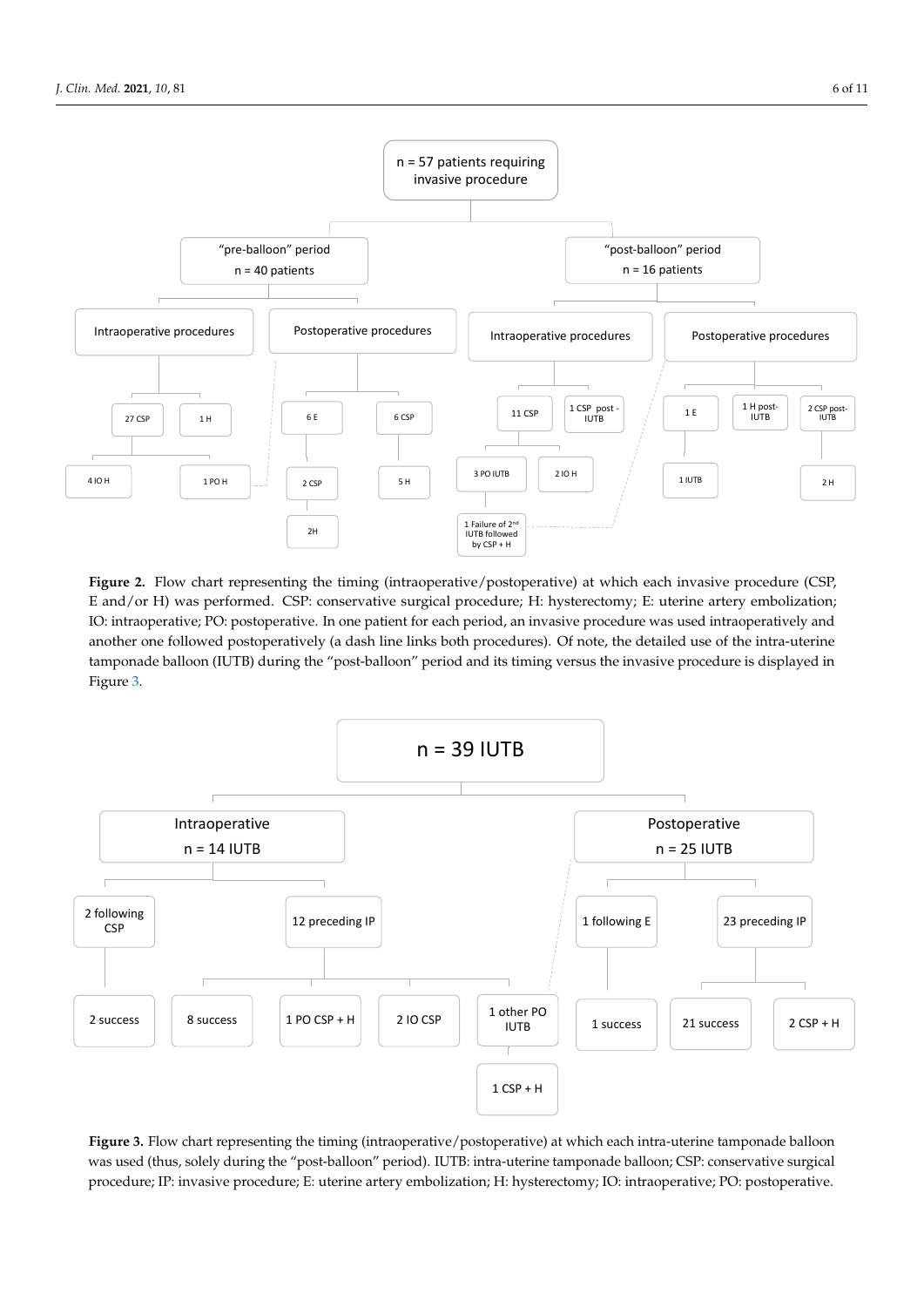n = 57 patients requiring invasive procedure

"pre-balloon" period n = 40 patients

"post-balloon" period n = 16 patients

Intraoperative procedures

Postoperative procedures

Intraoperative procedures

Postoperative procedures

27 CSP

1 H

6 E

6 CSP

11 CSP

1 CSP post-IUTB

1 E

1 H post-IUTB

2 CSP post-IUTB

4 IO H

1 PO H

2 CSP

5 H

3 PO IUTB

2 IO H

1 IUTB

2 H

2H

1 Failure of 2nd IUTB followed by CSP + H

**Figure 2.** Flow chart representing the timing (intraoperative/postoperative) at which each invasive procedure (CSP, E and/or H) was performed. CSP: conservative surgical procedure; H: hysterectomy; E: uterine artery embolization; IO: intraoperative; PO: postoperative. In one patient for each period, an invasive procedure was used intraoperatively and another one followed postoperatively (a dash line links both procedures). Of note, the detailed use of the intra-uterine tamponade balloon (IUTB) during the "post-balloon" period and its timing versus the invasive procedure is displayed in Figure 3.

n = 39 IUTB

Intraoperative n = 14 IUTB

Postoperative n = 25 IUTB

2 following CSP

12 preceding IP

1 following E

23 preceding IP

2 success

8 success

1 PO CSP + H

2 IO CSP

1 other PO IUTB

1 success

21 success

2 CSP + H

1 CSP + H

**Figure 3.** Flow chart representing the timing (intraoperative/postoperative) at which each intra-uterine tamponade balloon was used (thus, solely during the "post-balloon" period). IUTB: intra-uterine tamponade balloon; CSP: conservative surgical procedure; IP: invasive procedure; E: uterine artery embolization; H: hysterectomy; IO: intraoperative; PO: postoperative.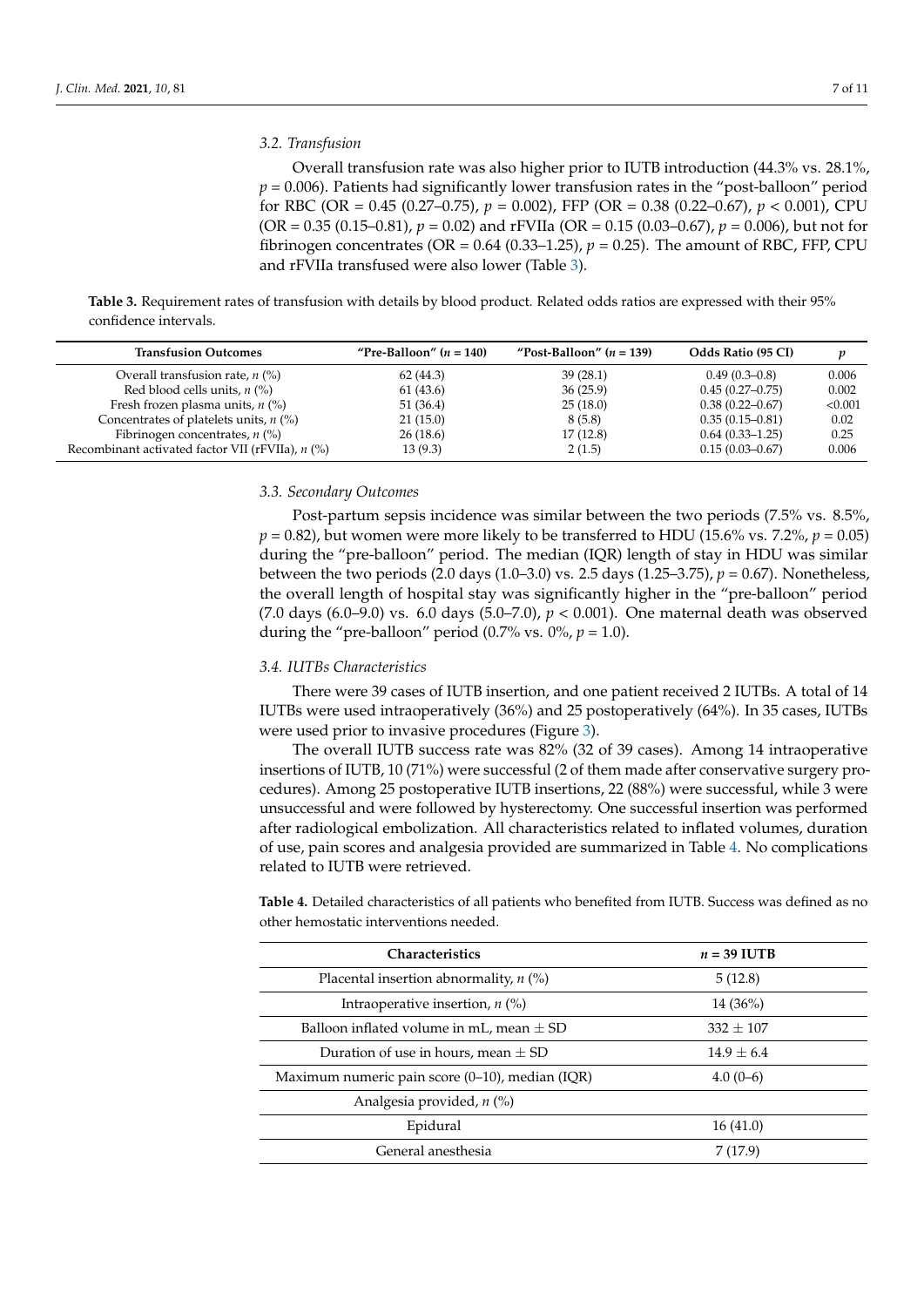### 3.2. Transfusion

Overall transfusion rate was also higher prior to IUTB introduction (44.3% vs. 28.1%, $p = 0.006$). Patients had significantly lower transfusion rates in the "post-balloon" period for RBC (OR = 0.45 (0.27–0.75), $p = 0.002$), FFP (OR = 0.38 (0.22–0.67), $p < 0.001$), CPU (OR = 0.35 (0.15–0.81), $p = 0.02$) and rFVIIa (OR = 0.15 (0.03–0.67), $p = 0.006$), but not for fibrinogen concentrates (OR = 0.64 (0.33–1.25), $p = 0.25$). The amount of RBC, FFP, CPU and rFVIIa transfused were also lower (Table 3).

**Table 3.** Requirement rates of transfusion with details by blood product. Related odds ratios are expressed with their 95% confidence intervals.

| Transfusion Outcomes | "Pre-Balloon" ($n = 140$) | "Post-Balloon" ($n = 139$) | Odds Ratio (95 CI) | $p$ |
|---|---|---|---|---|
| Overall transfusion rate, $n$ (%) | 62 (44.3) | 39 (28.1) | 0.49 (0.3–0.8) | 0.006 |
| Red blood cells units, $n$ (%) | 61 (43.6) | 36 (25.9) | 0.45 (0.27–0.75) | 0.002 |
| Fresh frozen plasma units, $n$ (%) | 51 (36.4) | 25 (18.0) | 0.38 (0.22–0.67) | <0.001 |
| Concentrates of platelets units, $n$ (%) | 21 (15.0) | 8 (5.8) | 0.35 (0.15–0.81) | 0.02 |
| Fibrinogen concentrates, $n$ (%) | 26 (18.6) | 17 (12.8) | 0.64 (0.33–1.25) | 0.25 |
| Recombinant activated factor VII (rFVIIa), $n$ (%) | 13 (9.3) | 2 (1.5) | 0.15 (0.03–0.67) | 0.006 |

### 3.3. Secondary Outcomes

Post-partum sepsis incidence was similar between the two periods (7.5% vs. 8.5%, $p = 0.82$), but women were more likely to be transferred to HDU (15.6% vs. 7.2%, $p = 0.05$) during the "pre-balloon" period. The median (IQR) length of stay in HDU was similar between the two periods (2.0 days (1.0–3.0) vs. 2.5 days (1.25–3.75), $p = 0.67$). Nonetheless, the overall length of hospital stay was significantly higher in the "pre-balloon" period (7.0 days (6.0–9.0) vs. 6.0 days (5.0–7.0), $p < 0.001$). One maternal death was observed during the "pre-balloon" period (0.7% vs. 0%, $p = 1.0$).

### 3.4. IUTBs Characteristics

There were 39 cases of IUTB insertion, and one patient received 2 IUTBs. A total of 14 IUTBs were used intraoperatively (36%) and 25 postoperatively (64%). In 35 cases, IUTBs were used prior to invasive procedures (Figure 3).

The overall IUTB success rate was 82% (32 of 39 cases). Among 14 intraoperative insertions of IUTB, 10 (71%) were successful (2 of them made after conservative surgery procedures). Among 25 postoperative IUTB insertions, 22 (88%) were successful, while 3 were unsuccessful and were followed by hysterectomy. One successful insertion was performed after radiological embolization. All characteristics related to inflated volumes, duration of use, pain scores and analgesia provided are summarized in Table 4. No complications related to IUTB were retrieved.

**Table 4.** Detailed characteristics of all patients who benefited from IUTB. Success was defined as no other hemostatic interventions needed.

| Characteristics | $n$ = 39 IUTB |
|---|---|
| Placental insertion abnormality, $n$ (%) | 5 (12.8) |
| Intraoperative insertion, $n$ (%) | 14 (36%) |
| Balloon inflated volume in mL, mean ± SD | 332 ± 107 |
| Duration of use in hours, mean ± SD | 14.9 ± 6.4 |
| Maximum numeric pain score (0–10), median (IQR) | 4.0 (0–6) |
| Analgesia provided, $n$ (%) | |
| Epidural | 16 (41.0) |
| General anesthesia | 7 (17.9) |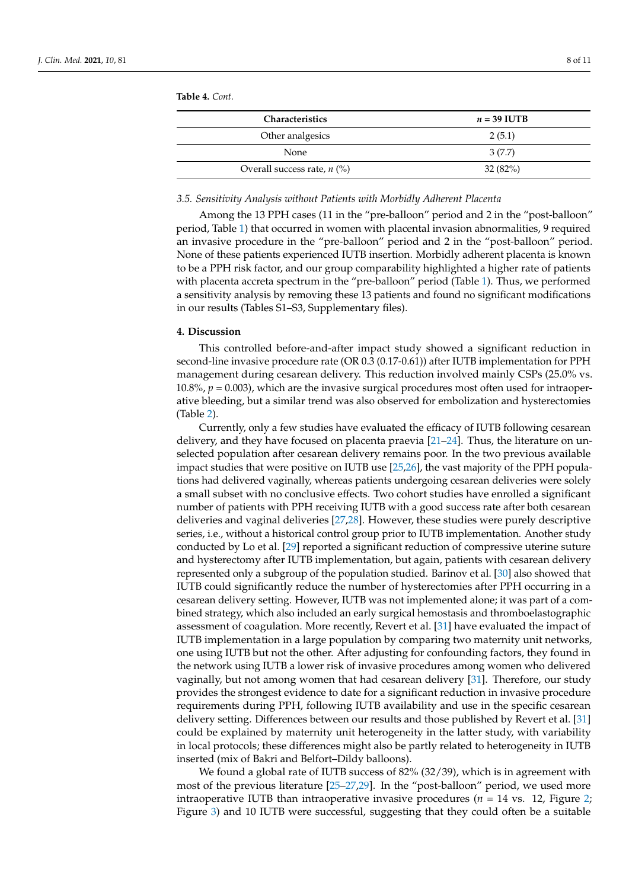**Table 4.** *Cont.*

| Characteristics | n = 39 IUTB |
| --- | --- |
| Other analgesics | 2 (5.1) |
| None | 3 (7.7) |
| Overall success rate, *n* (%) | 32 (82%) |

### *3.5. Sensitivity Analysis without Patients with Morbidly Adherent Placenta*

Among the 13 PPH cases (11 in the "pre-balloon" period and 2 in the "post-balloon" period, Table 1) that occurred in women with placental invasion abnormalities, 9 required an invasive procedure in the "pre-balloon" period and 2 in the "post-balloon" period. None of these patients experienced IUTB insertion. Morbidly adherent placenta is known to be a PPH risk factor, and our group comparability highlighted a higher rate of patients with placenta accreta spectrum in the "pre-balloon" period (Table 1). Thus, we performed a sensitivity analysis by removing these 13 patients and found no significant modifications in our results (Tables S1–S3, Supplementary files).

## **4. Discussion**

This controlled before-and-after impact study showed a significant reduction in second-line invasive procedure rate (OR 0.3 (0.17-0.61)) after IUTB implementation for PPH management during cesarean delivery. This reduction involved mainly CSPs (25.0% vs. 10.8%, $p = 0.003$), which are the invasive surgical procedures most often used for intraoperative bleeding, but a similar trend was also observed for embolization and hysterectomies (Table 2).

Currently, only a few studies have evaluated the efficacy of IUTB following cesarean delivery, and they have focused on placenta praevia [21–24]. Thus, the literature on unselected population after cesarean delivery remains poor. In the two previous available impact studies that were positive on IUTB use [25,26], the vast majority of the PPH populations had delivered vaginally, whereas patients undergoing cesarean deliveries were solely a small subset with no conclusive effects. Two cohort studies have enrolled a significant number of patients with PPH receiving IUTB with a good success rate after both cesarean deliveries and vaginal deliveries [27,28]. However, these studies were purely descriptive series, i.e., without a historical control group prior to IUTB implementation. Another study conducted by Lo et al. [29] reported a significant reduction of compressive uterine suture and hysterectomy after IUTB implementation, but again, patients with cesarean delivery represented only a subgroup of the population studied. Barinov et al. [30] also showed that IUTB could significantly reduce the number of hysterectomies after PPH occurring in a cesarean delivery setting. However, IUTB was not implemented alone; it was part of a combined strategy, which also included an early surgical hemostasis and thromboelastographic assessment of coagulation. More recently, Revert et al. [31] have evaluated the impact of IUTB implementation in a large population by comparing two maternity unit networks, one using IUTB but not the other. After adjusting for confounding factors, they found in the network using IUTB a lower risk of invasive procedures among women who delivered vaginally, but not among women that had cesarean delivery [31]. Therefore, our study provides the strongest evidence to date for a significant reduction in invasive procedure requirements during PPH, following IUTB availability and use in the specific cesarean delivery setting. Differences between our results and those published by Revert et al. [31] could be explained by maternity unit heterogeneity in the latter study, with variability in local protocols; these differences might also be partly related to heterogeneity in IUTB inserted (mix of Bakri and Belfort–Dildy balloons).

We found a global rate of IUTB success of 82% (32/39), which is in agreement with most of the previous literature [25–27,29]. In the "post-balloon" period, we used more intraoperative IUTB than intraoperative invasive procedures ($n = 14$ vs. 12, Figure 2; Figure 3) and 10 IUTB were successful, suggesting that they could often be a suitable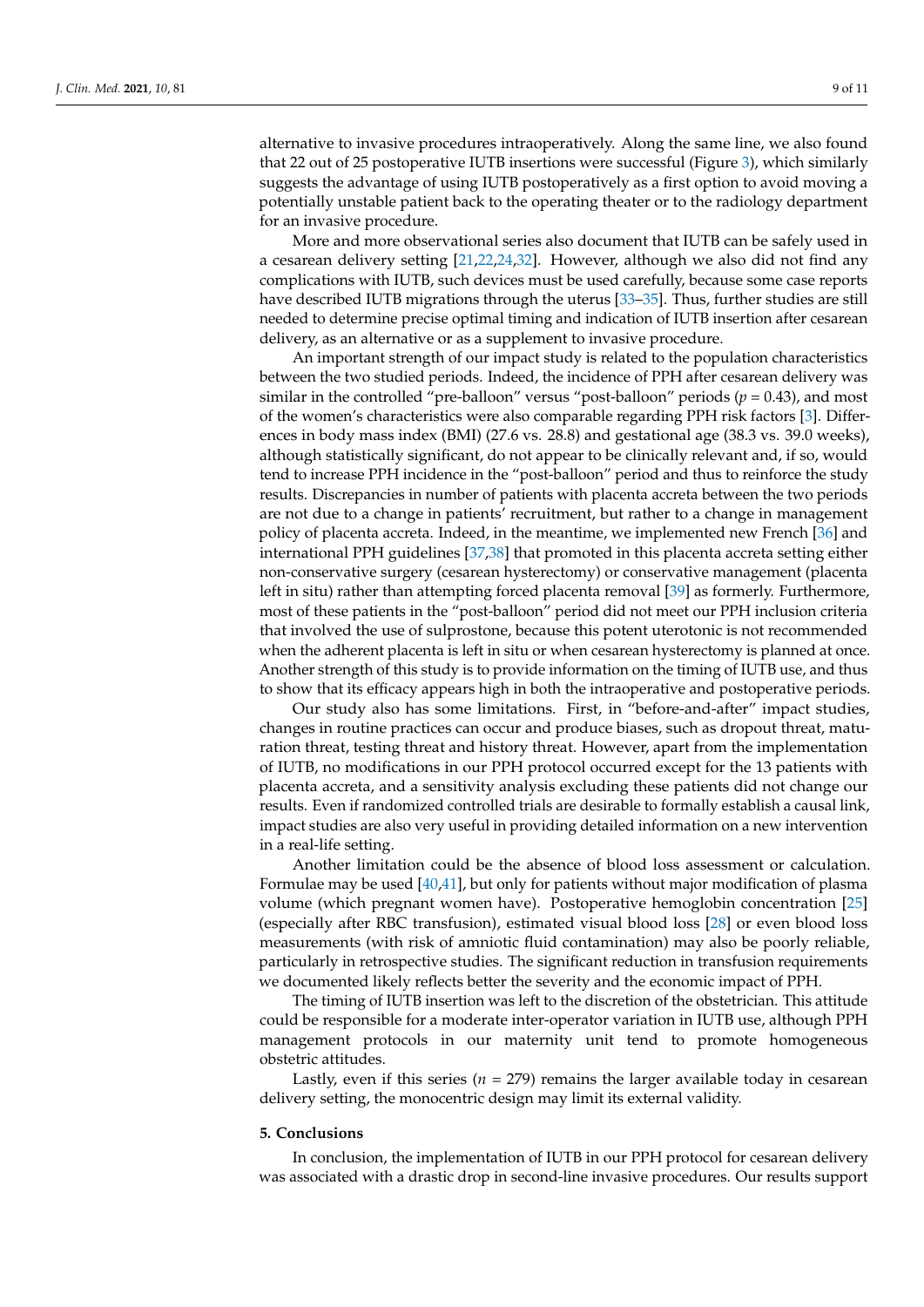alternative to invasive procedures intraoperatively. Along the same line, we also found that 22 out of 25 postoperative IUTB insertions were successful (Figure 3), which similarly suggests the advantage of using IUTB postoperatively as a first option to avoid moving a potentially unstable patient back to the operating theater or to the radiology department for an invasive procedure.

More and more observational series also document that IUTB can be safely used in a cesarean delivery setting [21,22,24,32]. However, although we also did not find any complications with IUTB, such devices must be used carefully, because some case reports have described IUTB migrations through the uterus [33–35]. Thus, further studies are still needed to determine precise optimal timing and indication of IUTB insertion after cesarean delivery, as an alternative or as a supplement to invasive procedure.

An important strength of our impact study is related to the population characteristics between the two studied periods. Indeed, the incidence of PPH after cesarean delivery was similar in the controlled "pre-balloon" versus "post-balloon" periods ($p = 0.43$), and most of the women's characteristics were also comparable regarding PPH risk factors [3]. Differences in body mass index (BMI) (27.6 vs. 28.8) and gestational age (38.3 vs. 39.0 weeks), although statistically significant, do not appear to be clinically relevant and, if so, would tend to increase PPH incidence in the "post-balloon" period and thus to reinforce the study results. Discrepancies in number of patients with placenta accreta between the two periods are not due to a change in patients' recruitment, but rather to a change in management policy of placenta accreta. Indeed, in the meantime, we implemented new French [36] and international PPH guidelines [37,38] that promoted in this placenta accreta setting either non-conservative surgery (cesarean hysterectomy) or conservative management (placenta left in situ) rather than attempting forced placenta removal [39] as formerly. Furthermore, most of these patients in the "post-balloon" period did not meet our PPH inclusion criteria that involved the use of sulprostone, because this potent uterotonic is not recommended when the adherent placenta is left in situ or when cesarean hysterectomy is planned at once. Another strength of this study is to provide information on the timing of IUTB use, and thus to show that its efficacy appears high in both the intraoperative and postoperative periods.

Our study also has some limitations. First, in "before-and-after" impact studies, changes in routine practices can occur and produce biases, such as dropout threat, maturation threat, testing threat and history threat. However, apart from the implementation of IUTB, no modifications in our PPH protocol occurred except for the 13 patients with placenta accreta, and a sensitivity analysis excluding these patients did not change our results. Even if randomized controlled trials are desirable to formally establish a causal link, impact studies are also very useful in providing detailed information on a new intervention in a real-life setting.

Another limitation could be the absence of blood loss assessment or calculation. Formulae may be used [40,41], but only for patients without major modification of plasma volume (which pregnant women have). Postoperative hemoglobin concentration [25] (especially after RBC transfusion), estimated visual blood loss [28] or even blood loss measurements (with risk of amniotic fluid contamination) may also be poorly reliable, particularly in retrospective studies. The significant reduction in transfusion requirements we documented likely reflects better the severity and the economic impact of PPH.

The timing of IUTB insertion was left to the discretion of the obstetrician. This attitude could be responsible for a moderate inter-operator variation in IUTB use, although PPH management protocols in our maternity unit tend to promote homogeneous obstetric attitudes.

Lastly, even if this series ($n = 279$) remains the larger available today in cesarean delivery setting, the monocentric design may limit its external validity.

## 5. Conclusions

In conclusion, the implementation of IUTB in our PPH protocol for cesarean delivery was associated with a drastic drop in second-line invasive procedures. Our results support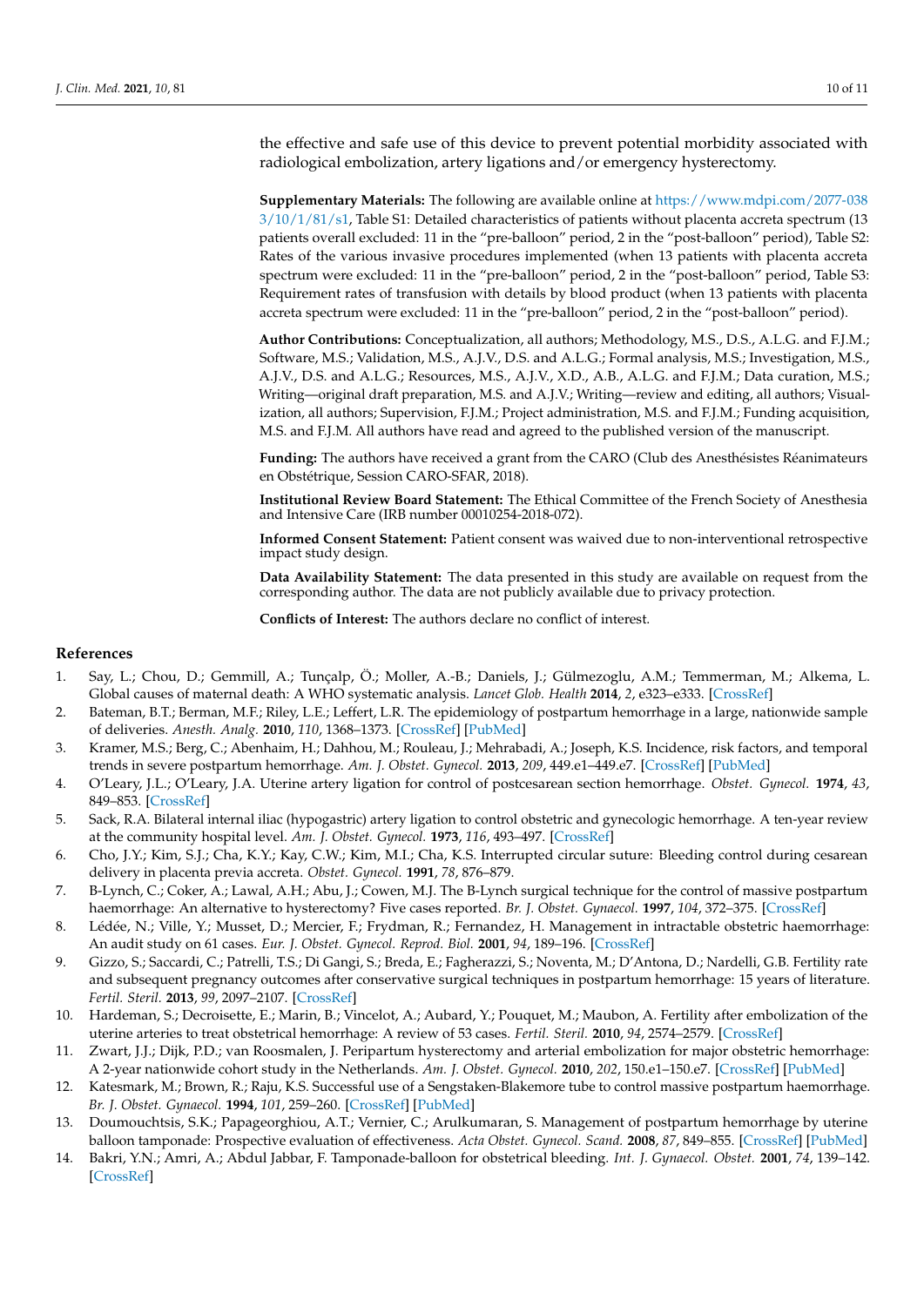the effective and safe use of this device to prevent potential morbidity associated with radiological embolization, artery ligations and/or emergency hysterectomy.

**Supplementary Materials:** The following are available online at https://www.mdpi.com/2077-0383/10/1/81/s1, Table S1: Detailed characteristics of patients without placenta accreta spectrum (13 patients overall excluded: 11 in the "pre-balloon" period, 2 in the "post-balloon" period), Table S2: Rates of the various invasive procedures implemented (when 13 patients with placenta accreta spectrum were excluded: 11 in the "pre-balloon" period, 2 in the "post-balloon" period, Table S3: Requirement rates of transfusion with details by blood product (when 13 patients with placenta accreta spectrum were excluded: 11 in the "pre-balloon" period, 2 in the "post-balloon" period).

**Author Contributions:** Conceptualization, all authors; Methodology, M.S., D.S., A.L.G. and F.J.M.; Software, M.S.; Validation, M.S., A.J.V., D.S. and A.L.G.; Formal analysis, M.S.; Investigation, M.S., A.J.V., D.S. and A.L.G.; Resources, M.S., A.J.V., X.D., A.B., A.L.G. and F.J.M.; Data curation, M.S.; Writing—original draft preparation, M.S. and A.J.V.; Writing—review and editing, all authors; Visualization, all authors; Supervision, F.J.M.; Project administration, M.S. and F.J.M.; Funding acquisition, M.S. and F.J.M. All authors have read and agreed to the published version of the manuscript.

**Funding:** The authors have received a grant from the CARO (Club des Anesthésistes Réanimateurs en Obstétrique, Session CARO-SFAR, 2018).

**Institutional Review Board Statement:** The Ethical Committee of the French Society of Anesthesia and Intensive Care (IRB number 00010254-2018-072).

**Informed Consent Statement:** Patient consent was waived due to non-interventional retrospective impact study design.

**Data Availability Statement:** The data presented in this study are available on request from the corresponding author. The data are not publicly available due to privacy protection.

**Conflicts of Interest:** The authors declare no conflict of interest.

## References

1. Say, L.; Chou, D.; Gemmill, A.; Tunçalp, Ö.; Moller, A.-B.; Daniels, J.; Gülmezoglu, A.M.; Temmerman, M.; Alkema, L. Global causes of maternal death: A WHO systematic analysis. *Lancet Glob. Health* **2014**, *2*, e323–e333. [CrossRef]
2. Bateman, B.T.; Berman, M.F.; Riley, L.E.; Leffert, L.R. The epidemiology of postpartum hemorrhage in a large, nationwide sample of deliveries. *Anesth. Analg.* **2010**, *110*, 1368–1373. [CrossRef] [PubMed]
3. Kramer, M.S.; Berg, C.; Abenhaim, H.; Dahhou, M.; Rouleau, J.; Mehrabadi, A.; Joseph, K.S. Incidence, risk factors, and temporal trends in severe postpartum hemorrhage. *Am. J. Obstet. Gynecol.* **2013**, *209*, 449.e1–449.e7. [CrossRef] [PubMed]
4. O'Leary, J.L.; O'Leary, J.A. Uterine artery ligation for control of postcesarean section hemorrhage. *Obstet. Gynecol.* **1974**, *43*, 849–853. [CrossRef]
5. Sack, R.A. Bilateral internal iliac (hypogastric) artery ligation to control obstetric and gynecologic hemorrhage. A ten-year review at the community hospital level. *Am. J. Obstet. Gynecol.* **1973**, *116*, 493–497. [CrossRef]
6. Cho, J.Y.; Kim, S.J.; Cha, K.Y.; Kay, C.W.; Kim, M.I.; Cha, K.S. Interrupted circular suture: Bleeding control during cesarean delivery in placenta previa accreta. *Obstet. Gynecol.* **1991**, *78*, 876–879.
7. B-Lynch, C.; Coker, A.; Lawal, A.H.; Abu, J.; Cowen, M.J. The B-Lynch surgical technique for the control of massive postpartum haemorrhage: An alternative to hysterectomy? Five cases reported. *Br. J. Obstet. Gynaecol.* **1997**, *104*, 372–375. [CrossRef]
8. Lédée, N.; Ville, Y.; Musset, D.; Mercier, F.; Frydman, R.; Fernandez, H. Management in intractable obstetric haemorrhage: An audit study on 61 cases. *Eur. J. Obstet. Gynecol. Reprod. Biol.* **2001**, *94*, 189–196. [CrossRef]
9. Gizzo, S.; Saccardi, C.; Patrelli, T.S.; Di Gangi, S.; Breda, E.; Fagherazzi, S.; Noventa, M.; D'Antona, D.; Nardelli, G.B. Fertility rate and subsequent pregnancy outcomes after conservative surgical techniques in postpartum hemorrhage: 15 years of literature. *Fertil. Steril.* **2013**, *99*, 2097–2107. [CrossRef]
10. Hardeman, S.; Decroisette, E.; Marin, B.; Vincelot, A.; Aubard, Y.; Pouquet, M.; Maubon, A. Fertility after embolization of the uterine arteries to treat obstetrical hemorrhage: A review of 53 cases. *Fertil. Steril.* **2010**, *94*, 2574–2579. [CrossRef]
11. Zwart, J.J.; Dijk, P.D.; van Roosmalen, J. Peripartum hysterectomy and arterial embolization for major obstetric hemorrhage: A 2-year nationwide cohort study in the Netherlands. *Am. J. Obstet. Gynecol.* **2010**, *202*, 150.e1–150.e7. [CrossRef] [PubMed]
12. Katesmark, M.; Brown, R.; Raju, K.S. Successful use of a Sengstaken-Blakemore tube to control massive postpartum haemorrhage. *Br. J. Obstet. Gynaecol.* **1994**, *101*, 259–260. [CrossRef] [PubMed]
13. Doumouchtsis, S.K.; Papageorghiou, A.T.; Vernier, C.; Arulkumaran, S. Management of postpartum hemorrhage by uterine balloon tamponade: Prospective evaluation of effectiveness. *Acta Obstet. Gynecol. Scand.* **2008**, *87*, 849–855. [CrossRef] [PubMed]
14. Bakri, Y.N.; Amri, A.; Abdul Jabbar, F. Tamponade-balloon for obstetrical bleeding. *Int. J. Gynaecol. Obstet.* **2001**, *74*, 139–142. [CrossRef]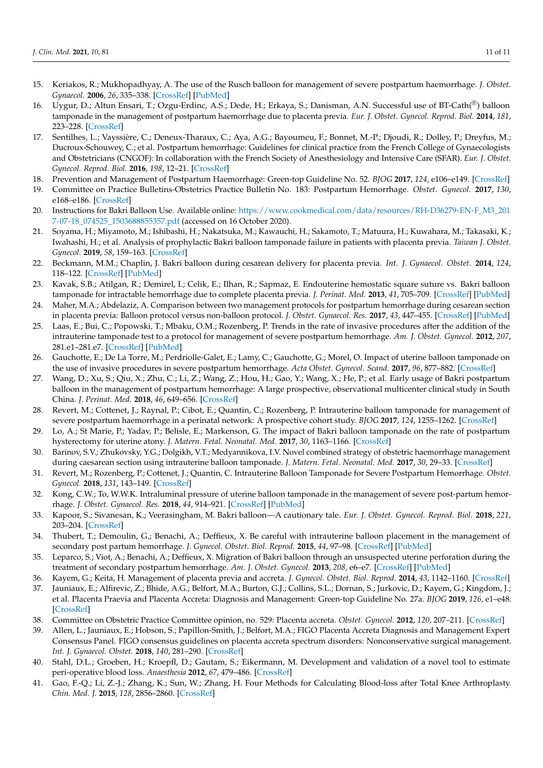15. Keriakos, R.; Mukhopadhyay, A. The use of the Rusch balloon for management of severe postpartum haemorrhage. *J. Obstet. Gynaecol.* **2006**, *26*, 335–338. [CrossRef] [PubMed]
16. Uygur, D.; Altun Ensari, T.; Ozgu-Erdinc, A.S.; Dede, H.; Erkaya, S.; Danisman, A.N. Successful use of BT-Cath(®) balloon tamponade in the management of postpartum haemorrhage due to placenta previa. *Eur. J. Obstet. Gynecol. Reprod. Biol.* **2014**, *181*, 223–228. [CrossRef]
17. Sentilhes, L.; Vayssière, C.; Deneux-Tharaux, C.; Aya, A.G.; Bayoumeu, F.; Bonnet, M.-P.; Djoudi, R.; Dolley, P.; Dreyfus, M.; Ducroux-Schouwey, C.; et al. Postpartum hemorrhage: Guidelines for clinical practice from the French College of Gynaecologists and Obstetricians (CNGOF): In collaboration with the French Society of Anesthesiology and Intensive Care (SFAR). *Eur. J. Obstet. Gynecol. Reprod. Biol.* **2016**, *198*, 12–21. [CrossRef]
18. Prevention and Management of Postpartum Haemorrhage: Green-top Guideline No. 52. *BJOG* **2017**, *124*, e106–e149. [CrossRef]
19. Committee on Practice Bulletins-Obstetrics Practice Bulletin No. 183: Postpartum Hemorrhage. *Obstet. Gynecol.* **2017**, *130*, e168–e186. [CrossRef]
20. Instructions for Bakri Balloon Use. Available online: https://www.cookmedical.com/data/resources/RH-D36279-EN-F_M3_2017-07-18_074525_1503688855357.pdf (accessed on 16 October 2020).
21. Soyama, H.; Miyamoto, M.; Ishibashi, H.; Nakatsuka, M.; Kawauchi, H.; Sakamoto, T.; Matuura, H.; Kuwahara, M.; Takasaki, K.; Iwahashi, H.; et al. Analysis of prophylactic Bakri balloon tamponade failure in patients with placenta previa. *Taiwan J. Obstet. Gynecol.* **2019**, *58*, 159–163. [CrossRef]
22. Beckmann, M.M.; Chaplin, J. Bakri balloon during cesarean delivery for placenta previa. *Int. J. Gynaecol. Obstet.* **2014**, *124*, 118–122. [CrossRef] [PubMed]
23. Kavak, S.B.; Atilgan, R.; Demirel, I.; Celik, E.; Ilhan, R.; Sapmaz, E. Endouterine hemostatic square suture vs. Bakri balloon tamponade for intractable hemorrhage due to complete placenta previa. *J. Perinat. Med.* **2013**, *41*, 705–709. [CrossRef] [PubMed]
24. Maher, M.A.; Abdelaziz, A. Comparison between two management protocols for postpartum hemorrhage during cesarean section in placenta previa: Balloon protocol versus non-balloon protocol. *J. Obstet. Gynaecol. Res.* **2017**, *43*, 447–455. [CrossRef] [PubMed]
25. Laas, E.; Bui, C.; Popowski, T.; Mbaku, O.M.; Rozenberg, P. Trends in the rate of invasive procedures after the addition of the intrauterine tamponade test to a protocol for management of severe postpartum hemorrhage. *Am. J. Obstet. Gynecol.* **2012**, *207*, 281.e1–281.e7. [CrossRef] [PubMed]
26. Gauchotte, E.; De La Torre, M.; Perdriolle-Galet, E.; Lamy, C.; Gauchotte, G.; Morel, O. Impact of uterine balloon tamponade on the use of invasive procedures in severe postpartum hemorrhage. *Acta Obstet. Gynecol. Scand.* **2017**, *96*, 877–882. [CrossRef]
27. Wang, D.; Xu, S.; Qiu, X.; Zhu, C.; Li, Z.; Wang, Z.; Hou, H.; Gao, Y.; Wang, X.; He, P.; et al. Early usage of Bakri postpartum balloon in the management of postpartum hemorrhage: A large prospective, observational multicenter clinical study in South China. *J. Perinat. Med.* **2018**, *46*, 649–656. [CrossRef]
28. Revert, M.; Cottenet, J.; Raynal, P.; Cibot, E.; Quantin, C.; Rozenberg, P. Intrauterine balloon tamponade for management of severe postpartum haemorrhage in a perinatal network: A prospective cohort study. *BJOG* **2017**, *124*, 1255–1262. [CrossRef]
29. Lo, A.; St Marie, P.; Yadav, P.; Belisle, E.; Markenson, G. The impact of Bakri balloon tamponade on the rate of postpartum hysterectomy for uterine atony. *J. Matern. Fetal. Neonatal. Med.* **2017**, *30*, 1163–1166. [CrossRef]
30. Barinov, S.V.; Zhukovsky, Y.G.; Dolgikh, V.T.; Medyannikova, I.V. Novel combined strategy of obstetric haemorrhage management during caesarean section using intrauterine balloon tamponade. *J. Matern. Fetal. Neonatal. Med.* **2017**, *30*, 29–33. [CrossRef]
31. Revert, M.; Rozenberg, P.; Cottenet, J.; Quantin, C. Intrauterine Balloon Tamponade for Severe Postpartum Hemorrhage. *Obstet. Gynecol.* **2018**, *131*, 143–149. [CrossRef]
32. Kong, C.W.; To, W.W.K. Intraluminal pressure of uterine balloon tamponade in the management of severe post-partum hemorrhage. *J. Obstet. Gynaecol. Res.* **2018**, *44*, 914–921. [CrossRef] [PubMed]
33. Kapoor, S.; Sivanesan, K.; Veerasingham, M. Bakri balloon—A cautionary tale. *Eur. J. Obstet. Gynecol. Reprod. Biol.* **2018**, *221*, 203–204. [CrossRef]
34. Thubert, T.; Demoulin, G.; Benachi, A.; Deffieux, X. Be careful with intrauterine balloon placement in the management of secondary post partum hemorrhage. *J. Gynecol. Obstet. Biol. Reprod.* **2015**, *44*, 97–98. [CrossRef] [PubMed]
35. Leparco, S.; Viot, A.; Benachi, A.; Deffieux, X. Migration of Bakri balloon through an unsuspected uterine perforation during the treatment of secondary postpartum hemorrhage. *Am. J. Obstet. Gynecol.* **2013**, *208*, e6–e7. [CrossRef] [PubMed]
36. Kayem, G.; Keita, H. Management of placenta previa and accreta. *J. Gynecol. Obstet. Biol. Reprod.* **2014**, *43*, 1142–1160. [CrossRef]
37. Jauniaux, E.; Alfirevic, Z.; Bhide, A.G.; Belfort, M.A.; Burton, G.J.; Collins, S.L.; Dornan, S.; Jurkovic, D.; Kayem, G.; Kingdom, J.; et al. Placenta Praevia and Placenta Accreta: Diagnosis and Management: Green-top Guideline No. 27a. *BJOG* **2019**, *126*, e1–e48. [CrossRef]
38. Committee on Obstetric Practice Committee opinion, no. 529: Placenta accreta. *Obstet. Gynecol.* **2012**, *120*, 207–211. [CrossRef]
39. Allen, L.; Jauniaux, E.; Hobson, S.; Papillon-Smith, J.; Belfort, M.A.; FIGO Placenta Accreta Diagnosis and Management Expert Consensus Panel. FIGO consensus guidelines on placenta accreta spectrum disorders: Nonconservative surgical management. *Int. J. Gynaecol. Obstet.* **2018**, *140*, 281–290. [CrossRef]
40. Stahl, D.L.; Groeben, H.; Kroepfl, D.; Gautam, S.; Eikermann, M. Development and validation of a novel tool to estimate peri-operative blood loss. *Anaesthesia* **2012**, *67*, 479–486. [CrossRef]
41. Gao, F.-Q.; Li, Z.-J.; Zhang, K.; Sun, W.; Zhang, H. Four Methods for Calculating Blood-loss after Total Knee Arthroplasty. *Chin. Med. J.* **2015**, *128*, 2856–2860. [CrossRef]